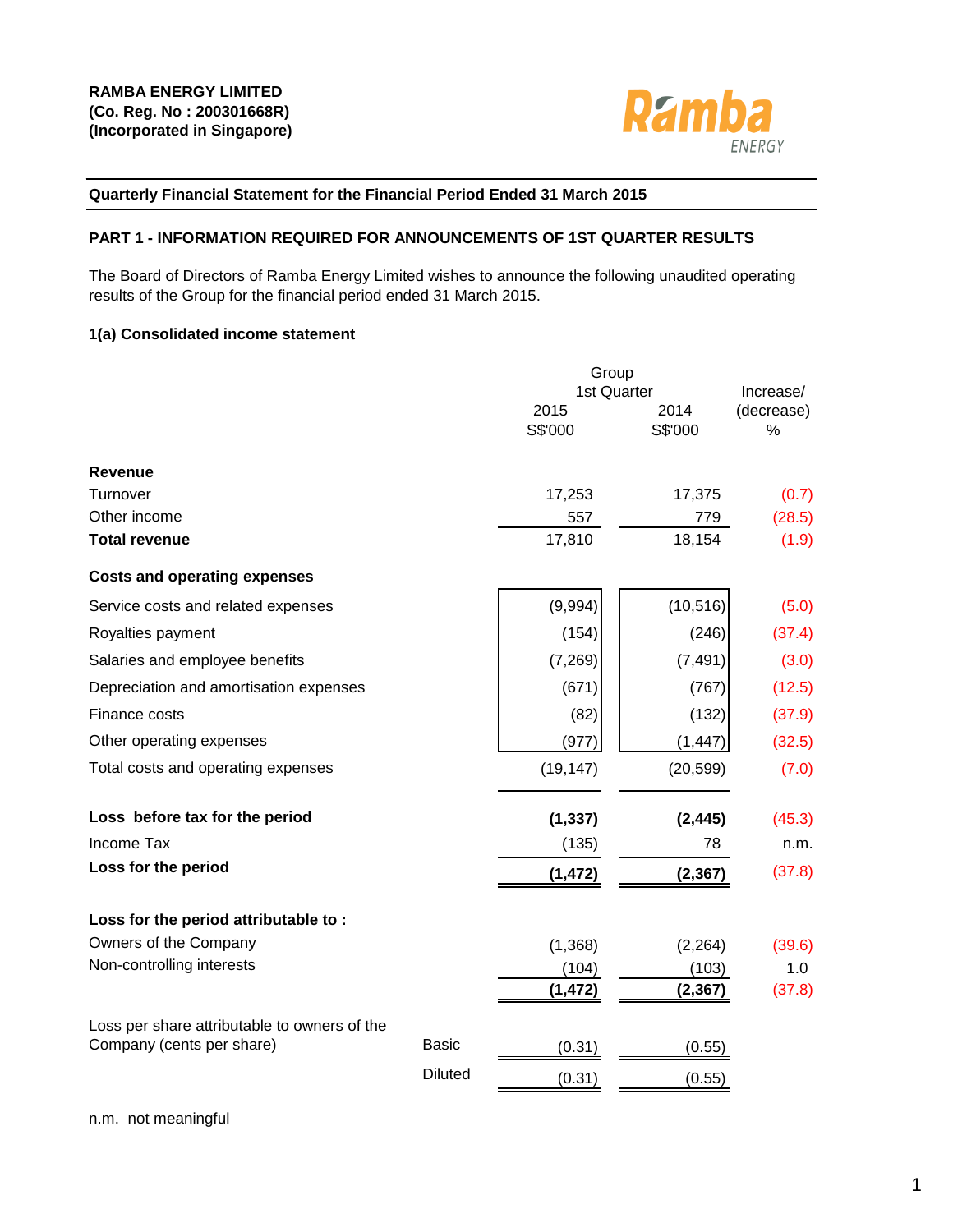**RAMBA ENERGY LIMITED**
**(Co. Reg. No : 200301668R)**
**(Incorporated in Singapore)**

**Quarterly Financial Statement for the Financial Period Ended 31 March 2015**

## PART 1 - INFORMATION REQUIRED FOR ANNOUNCEMENTS OF 1ST QUARTER RESULTS

The Board of Directors of Ramba Energy Limited wishes to announce the following unaudited operating results of the Group for the financial period ended 31 March 2015.

### 1(a) Consolidated income statement

| | | Group 1st Quarter 2015 S$'000 | Group 1st Quarter 2014 S$'000 | Increase/ (decrease) % |
|---|---|---|---|---|
| **Revenue** | | | | |
| Turnover | | 17,253 | 17,375 | (0.7) |
| Other income | | 557 | 779 | (28.5) |
| **Total revenue** | | 17,810 | 18,154 | (1.9) |
| **Costs and operating expenses** | | | | |
| Service costs and related expenses | | (9,994) | (10,516) | (5.0) |
| Royalties payment | | (154) | (246) | (37.4) |
| Salaries and employee benefits | | (7,269) | (7,491) | (3.0) |
| Depreciation and amortisation expenses | | (671) | (767) | (12.5) |
| Finance costs | | (82) | (132) | (37.9) |
| Other operating expenses | | (977) | (1,447) | (32.5) |
| Total costs and operating expenses | | (19,147) | (20,599) | (7.0) |
| **Loss before tax for the period** | | **(1,337)** | **(2,445)** | (45.3) |
| Income Tax | | (135) | 78 | n.m. |
| **Loss for the period** | | **(1,472)** | **(2,367)** | (37.8) |
| **Loss for the period attributable to :** | | | | |
| Owners of the Company | | (1,368) | (2,264) | (39.6) |
| Non-controlling interests | | (104) | (103) | 1.0 |
| | | **(1,472)** | **(2,367)** | (37.8) |
| Loss per share attributable to owners of the Company (cents per share) | Basic | (0.31) | (0.55) | |
| | Diluted | (0.31) | (0.55) | |

n.m. not meaningful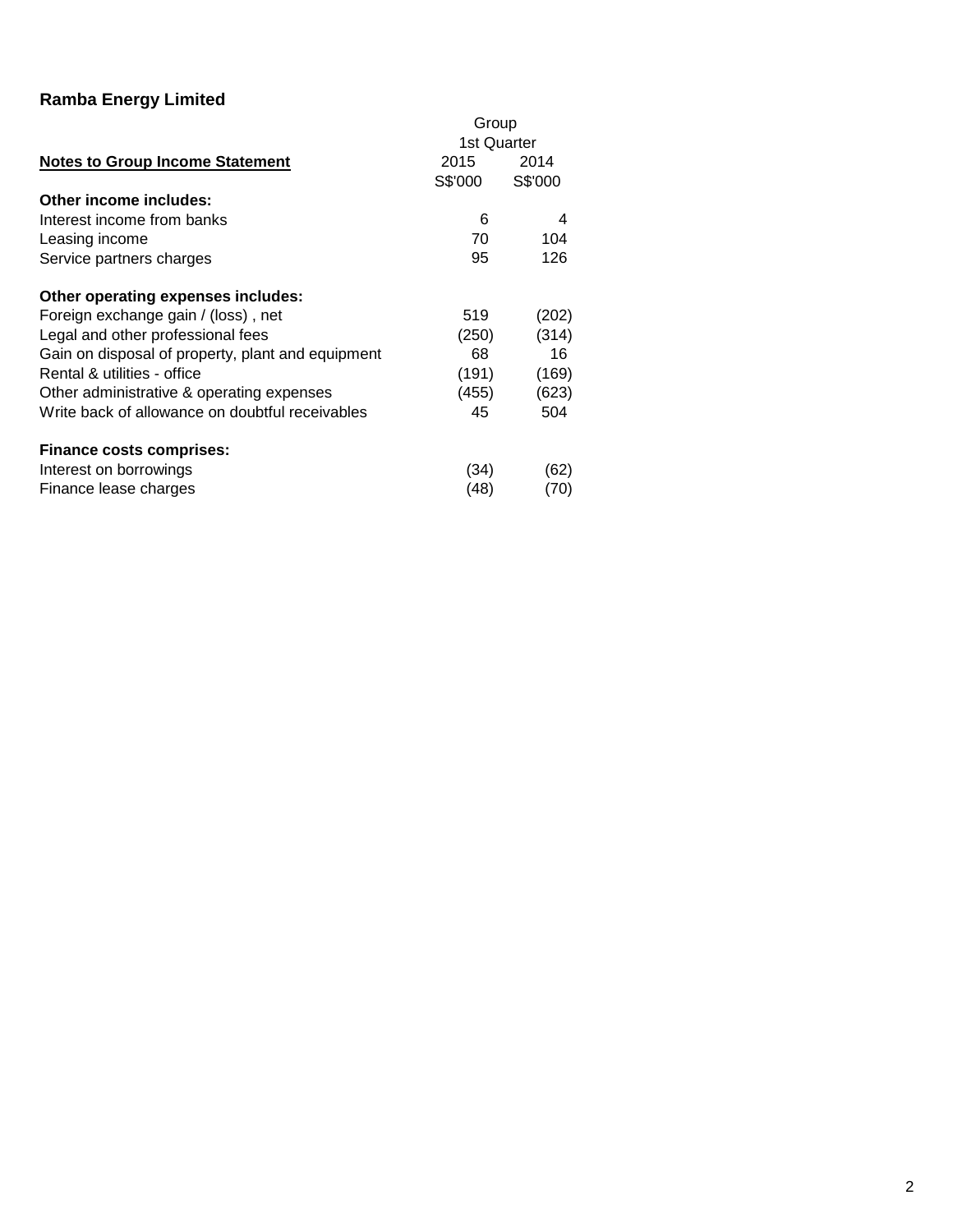**Ramba Energy Limited**

| Notes to Group Income Statement | Group 1st Quarter 2015 S$'000 | 2014 S$'000 |
|---|---|---|
| **Other income includes:** | | |
| Interest income from banks | 6 | 4 |
| Leasing income | 70 | 104 |
| Service partners charges | 95 | 126 |
| | | |
| **Other operating expenses includes:** | | |
| Foreign exchange gain / (loss) , net | 519 | (202) |
| Legal and other professional fees | (250) | (314) |
| Gain on disposal of property, plant and equipment | 68 | 16 |
| Rental & utilities - office | (191) | (169) |
| Other administrative & operating expenses | (455) | (623) |
| Write back of allowance on doubtful receivables | 45 | 504 |
| | | |
| **Finance costs comprises:** | | |
| Interest on borrowings | (34) | (62) |
| Finance lease charges | (48) | (70) |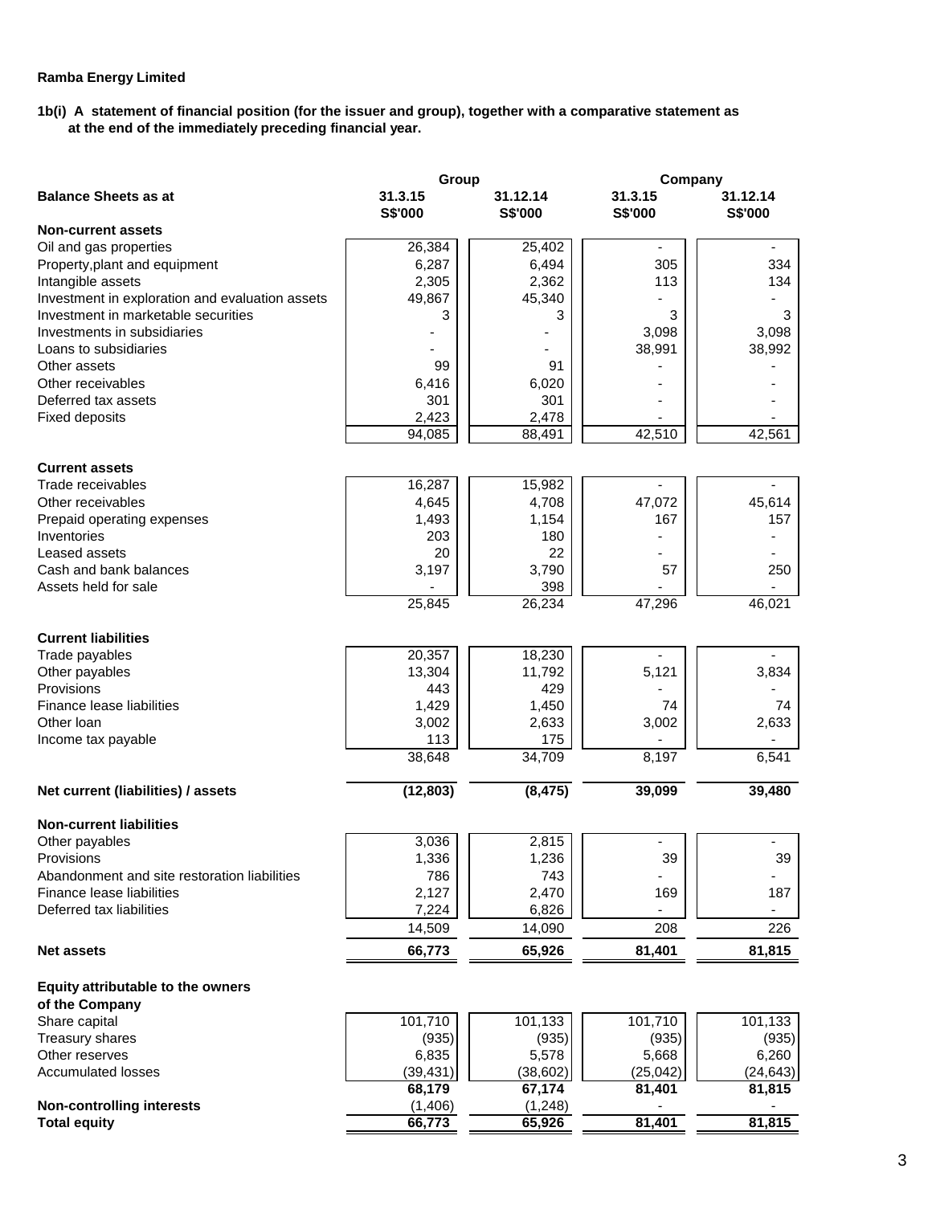**Ramba Energy Limited**

**1b(i) A statement of financial position (for the issuer and group), together with a comparative statement as at the end of the immediately preceding financial year.**

| | Group | | Company | |
|---|---|---|---|---|
| **Balance Sheets as at** | **31.3.15** | **31.12.14** | **31.3.15** | **31.12.14** |
| | **S$'000** | **S$'000** | **S$'000** | **S$'000** |
| **Non-current assets** | | | | |
| Oil and gas properties | 26,384 | 25,402 | - | - |
| Property,plant and equipment | 6,287 | 6,494 | 305 | 334 |
| Intangible assets | 2,305 | 2,362 | 113 | 134 |
| Investment in exploration and evaluation assets | 49,867 | 45,340 | - | - |
| Investment in marketable securities | 3 | 3 | 3 | 3 |
| Investments in subsidiaries | - | - | 3,098 | 3,098 |
| Loans to subsidiaries | - | - | 38,991 | 38,992 |
| Other assets | 99 | 91 | - | - |
| Other receivables | 6,416 | 6,020 | - | - |
| Deferred tax assets | 301 | 301 | - | - |
| Fixed deposits | 2,423 | 2,478 | - | - |
| | 94,085 | 88,491 | 42,510 | 42,561 |
| **Current assets** | | | | |
| Trade receivables | 16,287 | 15,982 | - | - |
| Other receivables | 4,645 | 4,708 | 47,072 | 45,614 |
| Prepaid operating expenses | 1,493 | 1,154 | 167 | 157 |
| Inventories | 203 | 180 | - | - |
| Leased assets | 20 | 22 | - | - |
| Cash and bank balances | 3,197 | 3,790 | 57 | 250 |
| Assets held for sale | - | 398 | - | - |
| | 25,845 | 26,234 | 47,296 | 46,021 |
| **Current liabilities** | | | | |
| Trade payables | 20,357 | 18,230 | - | - |
| Other payables | 13,304 | 11,792 | 5,121 | 3,834 |
| Provisions | 443 | 429 | - | - |
| Finance lease liabilities | 1,429 | 1,450 | 74 | 74 |
| Other loan | 3,002 | 2,633 | 3,002 | 2,633 |
| Income tax payable | 113 | 175 | - | - |
| | 38,648 | 34,709 | 8,197 | 6,541 |
| **Net current (liabilities) / assets** | **(12,803)** | **(8,475)** | **39,099** | **39,480** |
| **Non-current liabilities** | | | | |
| Other payables | 3,036 | 2,815 | - | - |
| Provisions | 1,336 | 1,236 | 39 | 39 |
| Abandonment and site restoration liabilities | 786 | 743 | - | - |
| Finance lease liabilities | 2,127 | 2,470 | 169 | 187 |
| Deferred tax liabilities | 7,224 | 6,826 | - | - |
| | 14,509 | 14,090 | 208 | 226 |
| **Net assets** | **66,773** | **65,926** | **81,401** | **81,815** |
| **Equity attributable to the owners of the Company** | | | | |
| Share capital | 101,710 | 101,133 | 101,710 | 101,133 |
| Treasury shares | (935) | (935) | (935) | (935) |
| Other reserves | 6,835 | 5,578 | 5,668 | 6,260 |
| Accumulated losses | (39,431) | (38,602) | (25,042) | (24,643) |
| | **68,179** | **67,174** | **81,401** | **81,815** |
| **Non-controlling interests** | (1,406) | (1,248) | - | - |
| **Total equity** | **66,773** | **65,926** | **81,401** | **81,815** |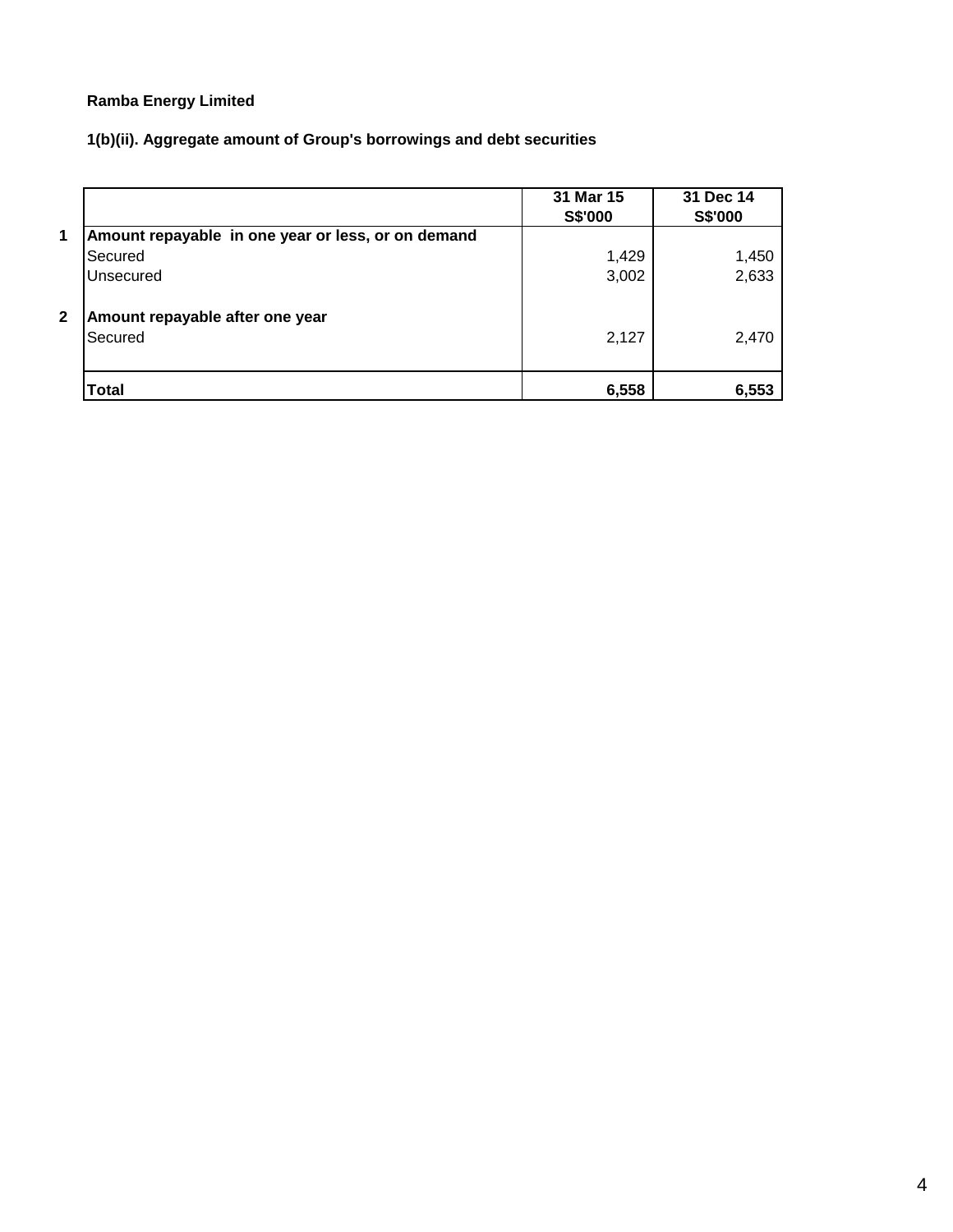**Ramba Energy Limited**

**1(b)(ii). Aggregate amount of Group's borrowings and debt securities**

| | | 31 Mar 15<br>S$'000 | 31 Dec 14<br>S$'000 |
|---|---|---|---|
| **1** | **Amount repayable in one year or less, or on demand** | | |
| | Secured | 1,429 | 1,450 |
| | Unsecured | 3,002 | 2,633 |
| **2** | **Amount repayable after one year** | | |
| | Secured | 2,127 | 2,470 |
| | **Total** | **6,558** | **6,553** |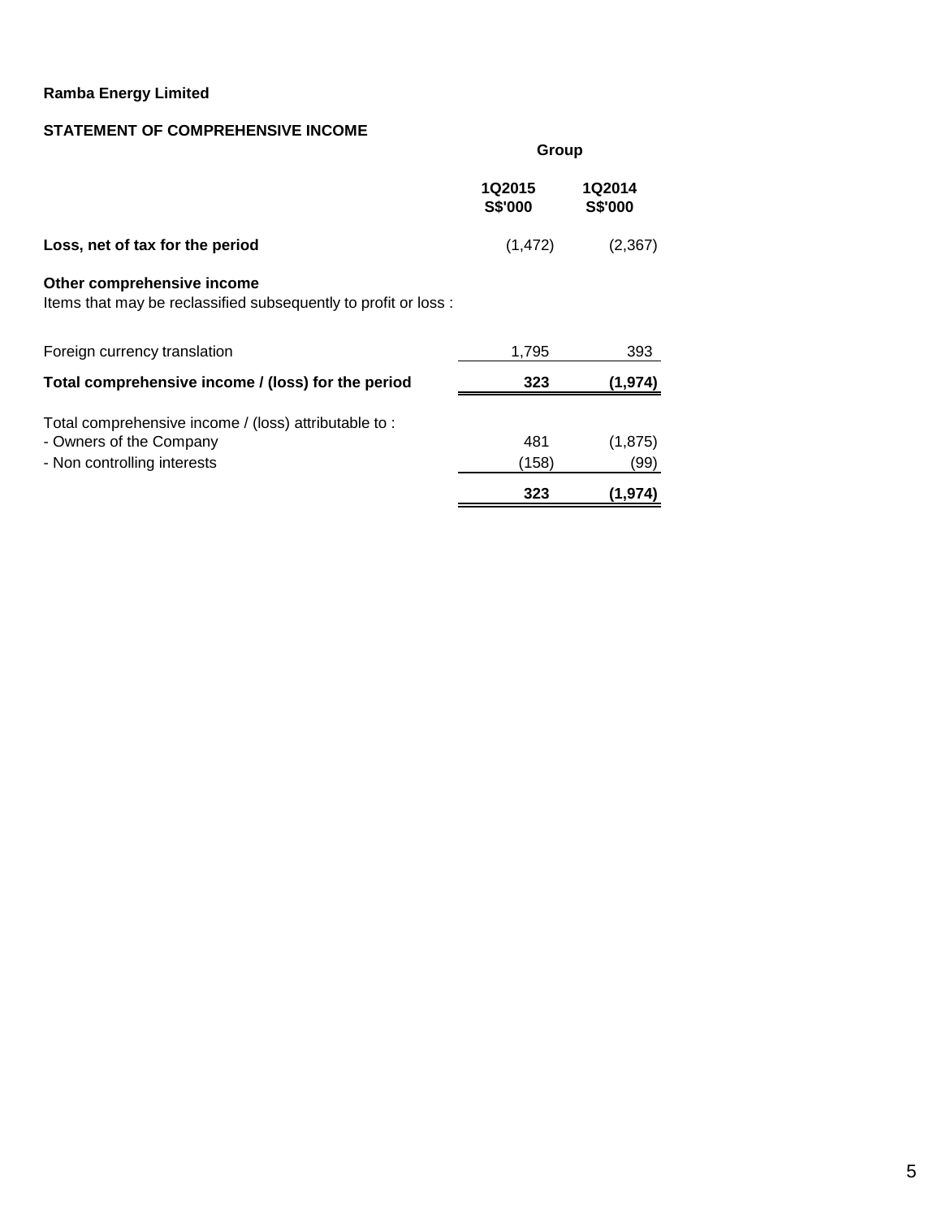**Ramba Energy Limited**

**STATEMENT OF COMPREHENSIVE INCOME**

| | Group | |
|---|---|---|
| | **1Q2015 S$'000** | **1Q2014 S$'000** |
| **Loss, net of tax for the period** | (1,472) | (2,367) |
| **Other comprehensive income** | | |
| Items that may be reclassified subsequently to profit or loss : | | |
| Foreign currency translation | 1,795 | 393 |
| **Total comprehensive income / (loss) for the period** | **323** | **(1,974)** |
| Total comprehensive income / (loss) attributable to : | | |
| - Owners of the Company | 481 | (1,875) |
| - Non controlling interests | (158) | (99) |
| | **323** | **(1,974)** |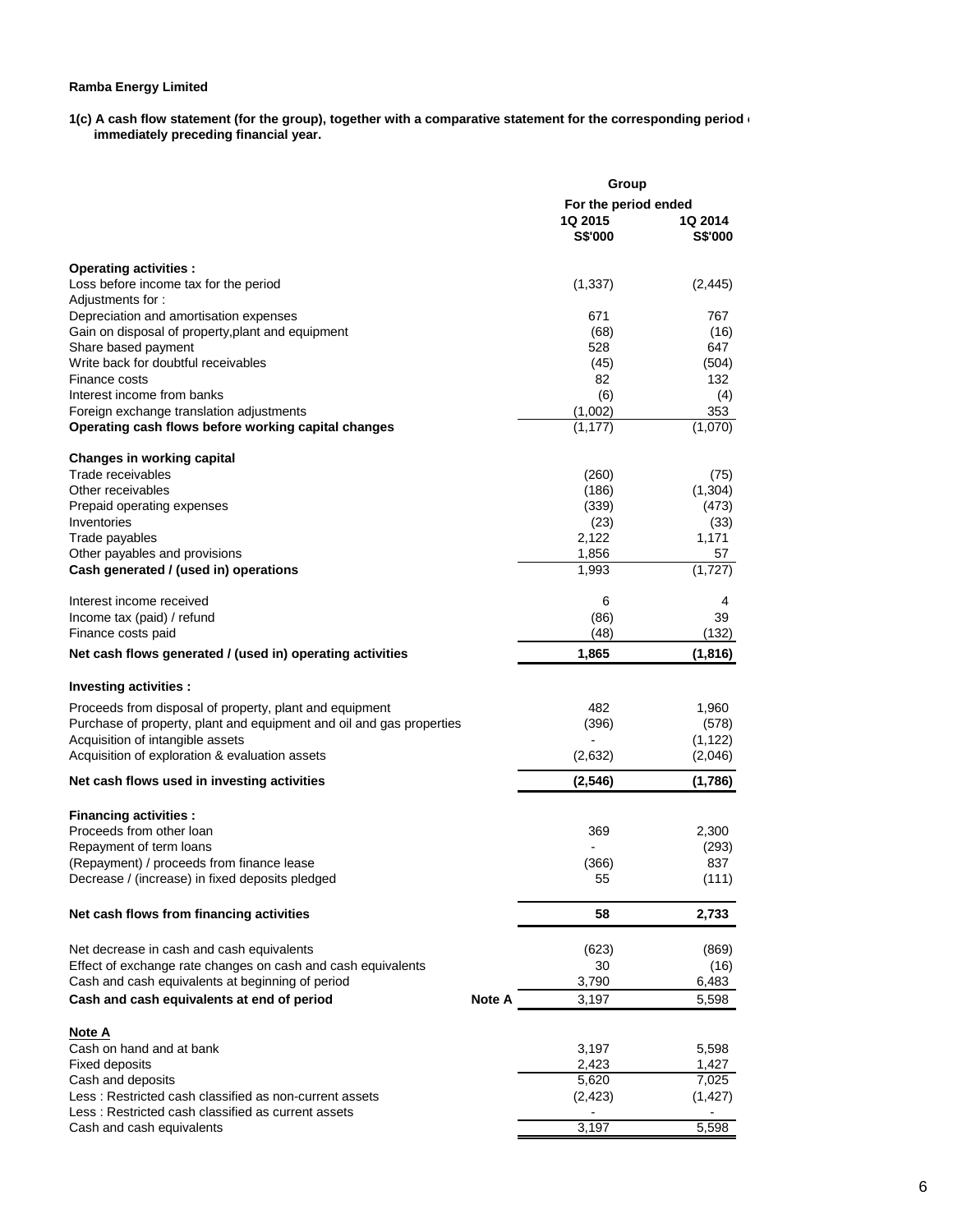**Ramba Energy Limited**

**1(c) A cash flow statement (for the group), together with a comparative statement for the corresponding period of the immediately preceding financial year.**

| | | Group | |
|---|---|---|---|
| | | For the period ended | |
| | | 1Q 2015 | 1Q 2014 |
| | | S$'000 | S$'000 |
| **Operating activities :** | | | |
| Loss before income tax for the period | | (1,337) | (2,445) |
| Adjustments for : | | | |
| Depreciation and amortisation expenses | | 671 | 767 |
| Gain on disposal of property,plant and equipment | | (68) | (16) |
| Share based payment | | 528 | 647 |
| Write back for doubtful receivables | | (45) | (504) |
| Finance costs | | 82 | 132 |
| Interest income from banks | | (6) | (4) |
| Foreign exchange translation adjustments | | (1,002) | 353 |
| **Operating cash flows before working capital changes** | | (1,177) | (1,070) |
| **Changes in working capital** | | | |
| Trade receivables | | (260) | (75) |
| Other receivables | | (186) | (1,304) |
| Prepaid operating expenses | | (339) | (473) |
| Inventories | | (23) | (33) |
| Trade payables | | 2,122 | 1,171 |
| Other payables and provisions | | 1,856 | 57 |
| **Cash generated / (used in) operations** | | 1,993 | (1,727) |
| Interest income received | | 6 | 4 |
| Income tax (paid) / refund | | (86) | 39 |
| Finance costs paid | | (48) | (132) |
| **Net cash flows generated / (used in) operating activities** | | **1,865** | **(1,816)** |
| **Investing activities :** | | | |
| Proceeds from disposal of property, plant and equipment | | 482 | 1,960 |
| Purchase of property, plant and equipment and oil and gas properties | | (396) | (578) |
| Acquisition of intangible assets | | - | (1,122) |
| Acquisition of exploration & evaluation assets | | (2,632) | (2,046) |
| **Net cash flows used in investing activities** | | **(2,546)** | **(1,786)** |
| **Financing activities :** | | | |
| Proceeds from other loan | | 369 | 2,300 |
| Repayment of term loans | | - | (293) |
| (Repayment) / proceeds from finance lease | | (366) | 837 |
| Decrease / (increase) in fixed deposits pledged | | 55 | (111) |
| **Net cash flows from financing activities** | | **58** | **2,733** |
| Net decrease in cash and cash equivalents | | (623) | (869) |
| Effect of exchange rate changes on cash and cash equivalents | | 30 | (16) |
| Cash and cash equivalents at beginning of period | | 3,790 | 6,483 |
| **Cash and cash equivalents at end of period** | **Note A** | 3,197 | 5,598 |
| **Note A** | | | |
| Cash on hand and at bank | | 3,197 | 5,598 |
| Fixed deposits | | 2,423 | 1,427 |
| Cash and deposits | | 5,620 | 7,025 |
| Less : Restricted cash classified as non-current assets | | (2,423) | (1,427) |
| Less : Restricted cash classified as current assets | | - | - |
| Cash and cash equivalents | | 3,197 | 5,598 |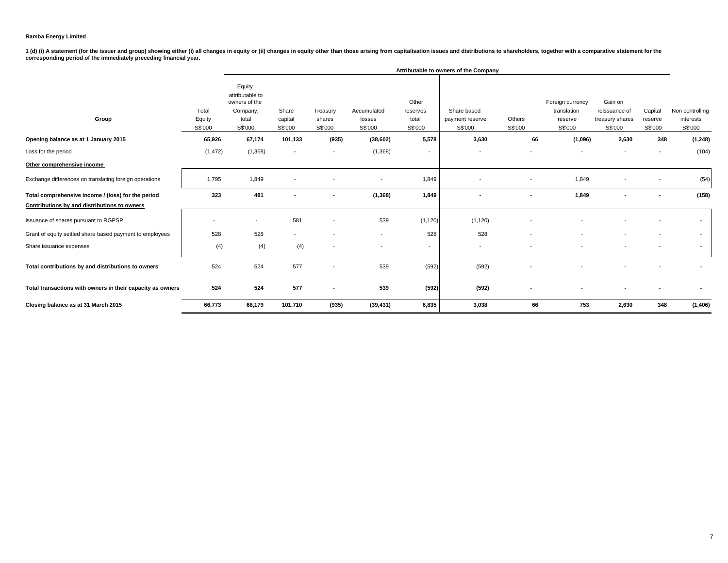**Ramba Energy Limited**

**1 (d) (i) A statement (for the issuer and group) showing either (i) all changes in equity or (ii) changes in equity other than those arising from capitalisation issues and distributions to shareholders, together with a comparative statement for the corresponding period of the immediately preceding financial year.**

| Group | Total Equity S$'000 | Equity attributable to owners of the Company, total S$'000 | Share capital S$'000 | Treasury shares S$'000 | Accumulated losses S$'000 | Other reserves total S$'000 | Share based payment reserve S$'000 | Others S$'000 | Foreign currency translation reserve S$'000 | Gain on reissuance of treasury shares S$'000 | Capital reserve S$'000 | Non controlling interests S$'000 |
|---|---|---|---|---|---|---|---|---|---|---|---|---|
| | | Attributable to owners of the Company | | | | | | | | | | |
| **Opening balance as at 1 January 2015** | **65,926** | **67,174** | **101,133** | **(935)** | **(38,602)** | **5,578** | **3,630** | **66** | **(1,096)** | **2,630** | **348** | **(1,248)** |
| Loss for the period | (1,472) | (1,368) | - | - | (1,368) | - | - | - | - | - | - | (104) |
| **Other comprehensive income** | | | | | | | | | | | | |
| Exchange differences on translating foreign operations | 1,795 | 1,849 | - | - | - | 1,849 | - | - | 1,849 | - | - | (54) |
| **Total comprehensive income / (loss) for the period** | **323** | **481** | **-** | **-** | **(1,368)** | **1,849** | **-** | **-** | **1,849** | **-** | **-** | **(158)** |
| **Contributions by and distributions to owners** | | | | | | | | | | | | |
| Issuance of shares pursuant to RGPSP | - | - | 581 | - | 539 | (1,120) | (1,120) | - | - | - | - | - |
| Grant of equity settled share based payment to employees | 528 | 528 | - | - | - | 528 | 528 | - | - | - | - | - |
| Share issuance expenses | (4) | (4) | (4) | - | - | - | - | - | - | - | - | - |
| **Total contributions by and distributions to owners** | 524 | 524 | 577 | - | 539 | (592) | (592) | - | - | - | - | - |
| **Total transactions with owners in their capacity as owners** | **524** | **524** | **577** | **-** | **539** | **(592)** | **(592)** | **-** | **-** | **-** | **-** | **-** |
| **Closing balance as at 31 March 2015** | **66,773** | **68,179** | **101,710** | **(935)** | **(39,431)** | **6,835** | **3,038** | **66** | **753** | **2,630** | **348** | **(1,406)** |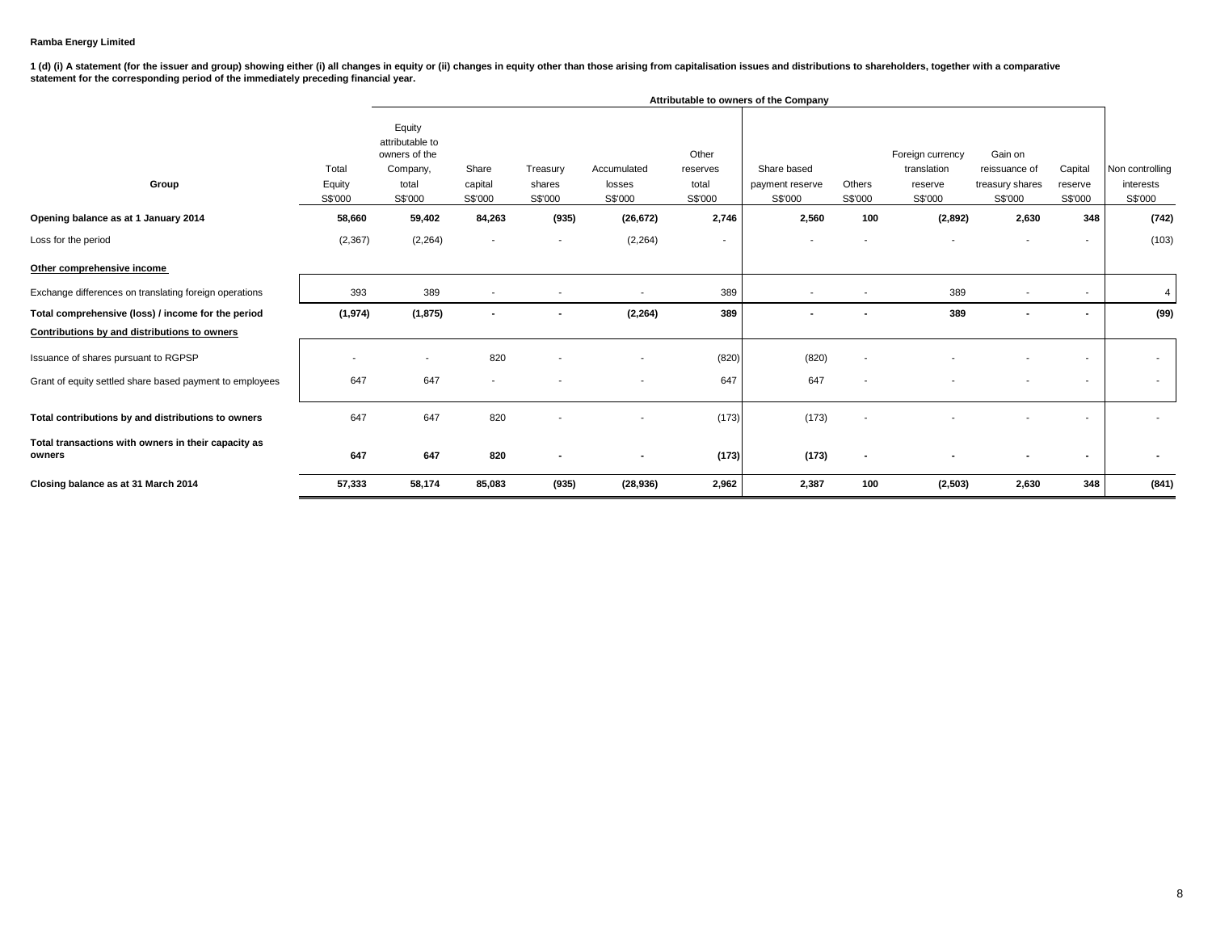**Ramba Energy Limited**

**1 (d) (i) A statement (for the issuer and group) showing either (i) all changes in equity or (ii) changes in equity other than those arising from capitalisation issues and distributions to shareholders, together with a comparative statement for the corresponding period of the immediately preceding financial year.**

| | | Attributable to owners of the Company | | | | | | | | | | |
|---|---|---|---|---|---|---|---|---|---|---|---|---|
| **Group** | Total Equity S$'000 | Equity attributable to owners of the Company, total S$'000 | Share capital S$'000 | Treasury shares S$'000 | Accumulated losses S$'000 | Other reserves total S$'000 | Share based payment reserve S$'000 | Others S$'000 | Foreign currency translation reserve S$'000 | Gain on reissuance of treasury shares S$'000 | Capital reserve S$'000 | Non controlling interests S$'000 |
| **Opening balance as at 1 January 2014** | **58,660** | **59,402** | **84,263** | **(935)** | **(26,672)** | **2,746** | **2,560** | **100** | **(2,892)** | **2,630** | **348** | **(742)** |
| Loss for the period | (2,367) | (2,264) | - | - | (2,264) | - | - | - | - | - | - | (103) |
| **Other comprehensive income** | | | | | | | | | | | | |
| Exchange differences on translating foreign operations | 393 | 389 | - | - | - | 389 | - | - | 389 | - | - | 4 |
| **Total comprehensive (loss) / income for the period** | **(1,974)** | **(1,875)** | **-** | **-** | **(2,264)** | **389** | **-** | **-** | **389** | **-** | **-** | **(99)** |
| **Contributions by and distributions to owners** | | | | | | | | | | | | |
| Issuance of shares pursuant to RGPSP | - | - | 820 | - | - | (820) | (820) | - | - | - | - | - |
| Grant of equity settled share based payment to employees | 647 | 647 | - | - | - | 647 | 647 | - | - | - | - | - |
| **Total contributions by and distributions to owners** | 647 | 647 | 820 | - | - | (173) | (173) | - | - | - | - | - |
| **Total transactions with owners in their capacity as owners** | **647** | **647** | **820** | **-** | **-** | **(173)** | **(173)** | **-** | **-** | **-** | **-** | **-** |
| **Closing balance as at 31 March 2014** | **57,333** | **58,174** | **85,083** | **(935)** | **(28,936)** | **2,962** | **2,387** | **100** | **(2,503)** | **2,630** | **348** | **(841)** |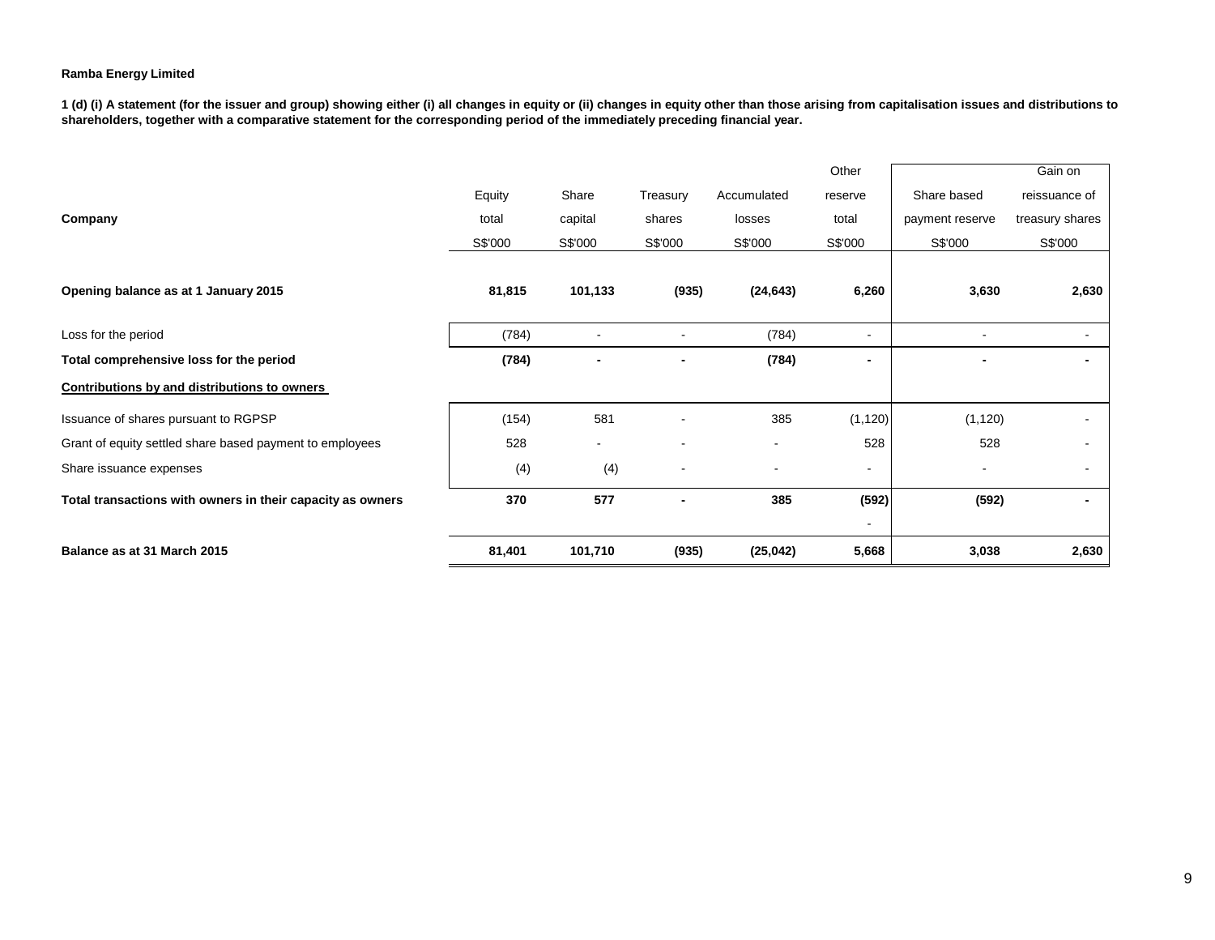**Ramba Energy Limited**

**1 (d) (i) A statement (for the issuer and group) showing either (i) all changes in equity or (ii) changes in equity other than those arising from capitalisation issues and distributions to shareholders, together with a comparative statement for the corresponding period of the immediately preceding financial year.**

| Company | Equity total | Share capital | Treasury shares | Accumulated losses | Other reserve total | Share based payment reserve | Gain on reissuance of treasury shares |
|---|---|---|---|---|---|---|---|
| | S$'000 | S$'000 | S$'000 | S$'000 | S$'000 | S$'000 | S$'000 |
| **Opening balance as at 1 January 2015** | **81,815** | **101,133** | **(935)** | **(24,643)** | **6,260** | **3,630** | **2,630** |
| Loss for the period | (784) | - | - | (784) | - | - | - |
| **Total comprehensive loss for the period** | **(784)** | **-** | **-** | **(784)** | **-** | **-** | **-** |
| **<u>Contributions by and distributions to owners</u>** | | | | | | | |
| Issuance of shares pursuant to RGPSP | (154) | 581 | - | 385 | (1,120) | (1,120) | - |
| Grant of equity settled share based payment to employees | 528 | - | - | - | 528 | 528 | - |
| Share issuance expenses | (4) | (4) | - | - | - | - | - |
| **Total transactions with owners in their capacity as owners** | **370** | **577** | **-** | **385** | **(592)** | **(592)** | **-** |
| | | | | | - | | |
| **Balance as at 31 March 2015** | **81,401** | **101,710** | **(935)** | **(25,042)** | **5,668** | **3,038** | **2,630** |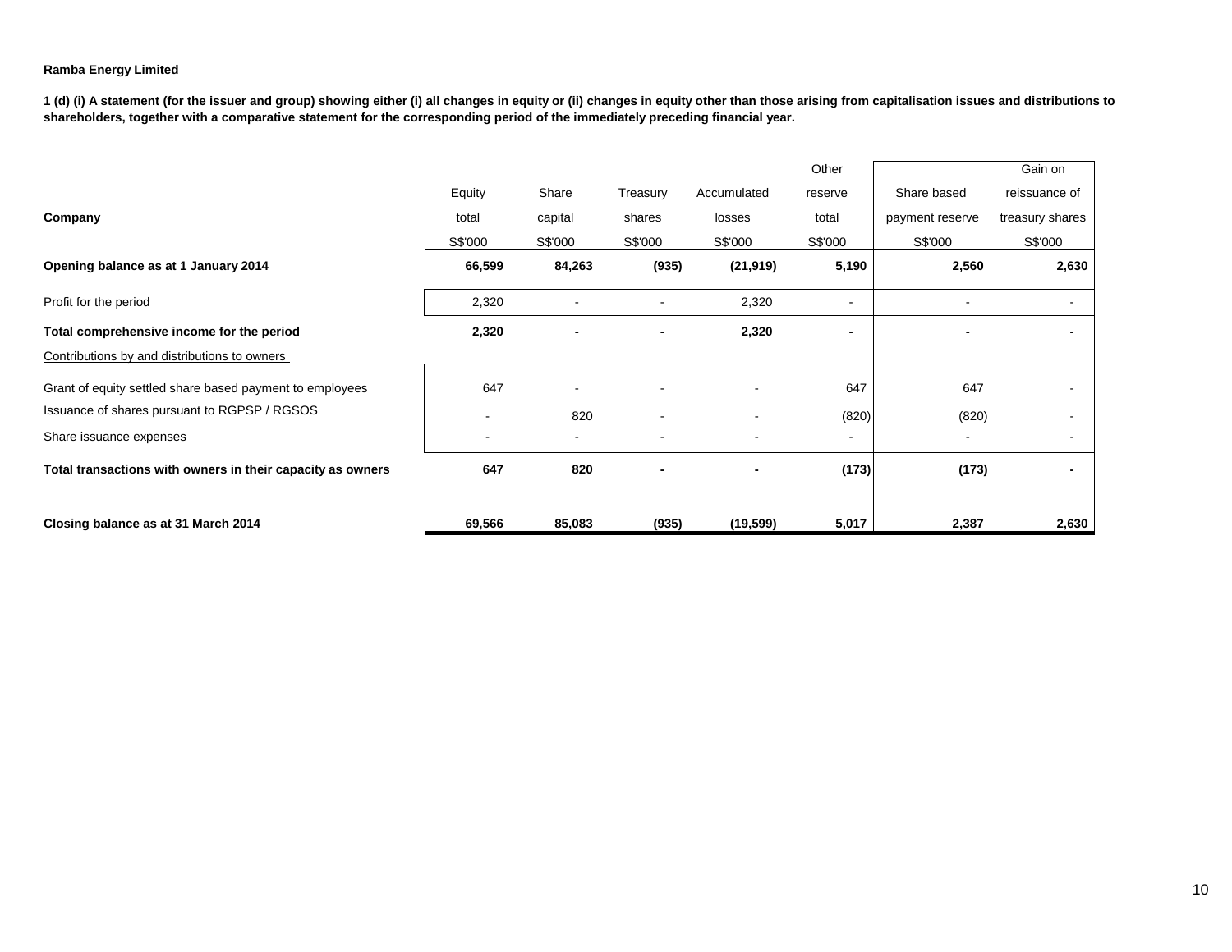**Ramba Energy Limited**

**1 (d) (i) A statement (for the issuer and group) showing either (i) all changes in equity or (ii) changes in equity other than those arising from capitalisation issues and distributions to shareholders, together with a comparative statement for the corresponding period of the immediately preceding financial year.**

| Company | Equity total | Share capital | Treasury shares | Accumulated losses | Other reserve total | Share based payment reserve | Gain on reissuance of treasury shares |
|---|---|---|---|---|---|---|---|
| | S$'000 | S$'000 | S$'000 | S$'000 | S$'000 | S$'000 | S$'000 |
| **Opening balance as at 1 January 2014** | **66,599** | **84,263** | **(935)** | **(21,919)** | **5,190** | **2,560** | **2,630** |
| Profit for the period | 2,320 | - | - | 2,320 | - | - | - |
| **Total comprehensive income for the period** | **2,320** | **-** | **-** | **2,320** | **-** | **-** | **-** |
| Contributions by and distributions to owners | | | | | | | |
| Grant of equity settled share based payment to employees | 647 | - | - | - | 647 | 647 | - |
| Issuance of shares pursuant to RGPSP / RGSOS | - | 820 | - | - | (820) | (820) | - |
| Share issuance expenses | - | - | - | - | - | - | - |
| **Total transactions with owners in their capacity as owners** | **647** | **820** | **-** | **-** | **(173)** | **(173)** | **-** |
| **Closing balance as at 31 March 2014** | **69,566** | **85,083** | **(935)** | **(19,599)** | **5,017** | **2,387** | **2,630** |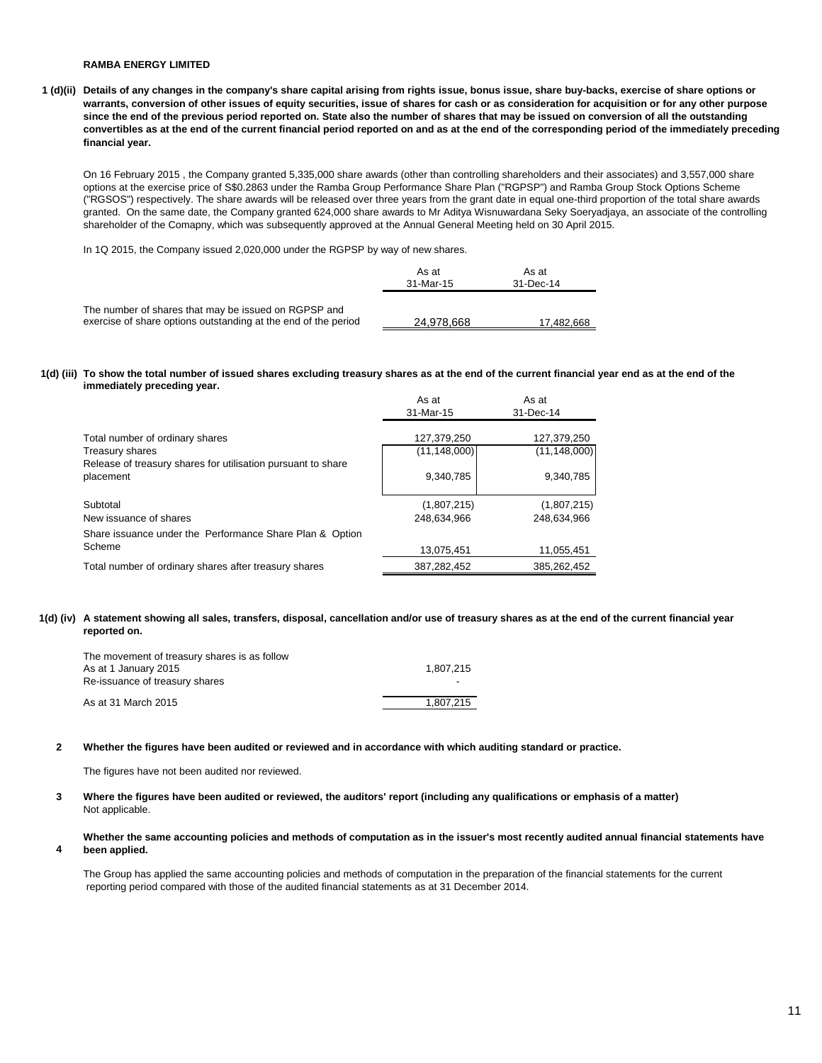**RAMBA ENERGY LIMITED**

**1 (d)(ii) Details of any changes in the company's share capital arising from rights issue, bonus issue, share buy-backs, exercise of share options or warrants, conversion of other issues of equity securities, issue of shares for cash or as consideration for acquisition or for any other purpose since the end of the previous period reported on. State also the number of shares that may be issued on conversion of all the outstanding convertibles as at the end of the current financial period reported on and as at the end of the corresponding period of the immediately preceding financial year.**

On 16 February 2015 , the Company granted 5,335,000 share awards (other than controlling shareholders and their associates) and 3,557,000 share options at the exercise price of S$0.2863 under the Ramba Group Performance Share Plan ("RGPSP") and Ramba Group Stock Options Scheme ("RGSOS") respectively. The share awards will be released over three years from the grant date in equal one-third proportion of the total share awards granted. On the same date, the Company granted 624,000 share awards to Mr Aditya Wisnuwardana Seky Soeryadjaya, an associate of the controlling shareholder of the Comapny, which was subsequently approved at the Annual General Meeting held on 30 April 2015.

In 1Q 2015, the Company issued 2,020,000 under the RGPSP by way of new shares.

| | As at 31-Mar-15 | As at 31-Dec-14 |
|---|---|---|
| The number of shares that may be issued on RGPSP and exercise of share options outstanding at the end of the period | 24,978,668 | 17,482,668 |

**1(d) (iii) To show the total number of issued shares excluding treasury shares as at the end of the current financial year end as at the end of the immediately preceding year.**

| | As at 31-Mar-15 | As at 31-Dec-14 |
|---|---|---|
| Total number of ordinary shares | 127,379,250 | 127,379,250 |
| Treasury shares | (11,148,000) | (11,148,000) |
| Release of treasury shares for utilisation pursuant to share placement | 9,340,785 | 9,340,785 |
| Subtotal | (1,807,215) | (1,807,215) |
| New issuance of shares | 248,634,966 | 248,634,966 |
| Share issuance under the Performance Share Plan & Option Scheme | 13,075,451 | 11,055,451 |
| Total number of ordinary shares after treasury shares | 387,282,452 | 385,262,452 |

**1(d) (iv) A statement showing all sales, transfers, disposal, cancellation and/or use of treasury shares as at the end of the current financial year reported on.**

| | |
|---|---|
| The movement of treasury shares is as follow | |
| As at 1 January 2015 | 1,807,215 |
| Re-issuance of treasury shares | - |
| As at 31 March 2015 | 1,807,215 |

**2 Whether the figures have been audited or reviewed and in accordance with which auditing standard or practice.**

The figures have not been audited nor reviewed.

**3 Where the figures have been audited or reviewed, the auditors' report (including any qualifications or emphasis of a matter)**
Not applicable.

**4 Whether the same accounting policies and methods of computation as in the issuer's most recently audited annual financial statements have been applied.**

The Group has applied the same accounting policies and methods of computation in the preparation of the financial statements for the current reporting period compared with those of the audited financial statements as at 31 December 2014.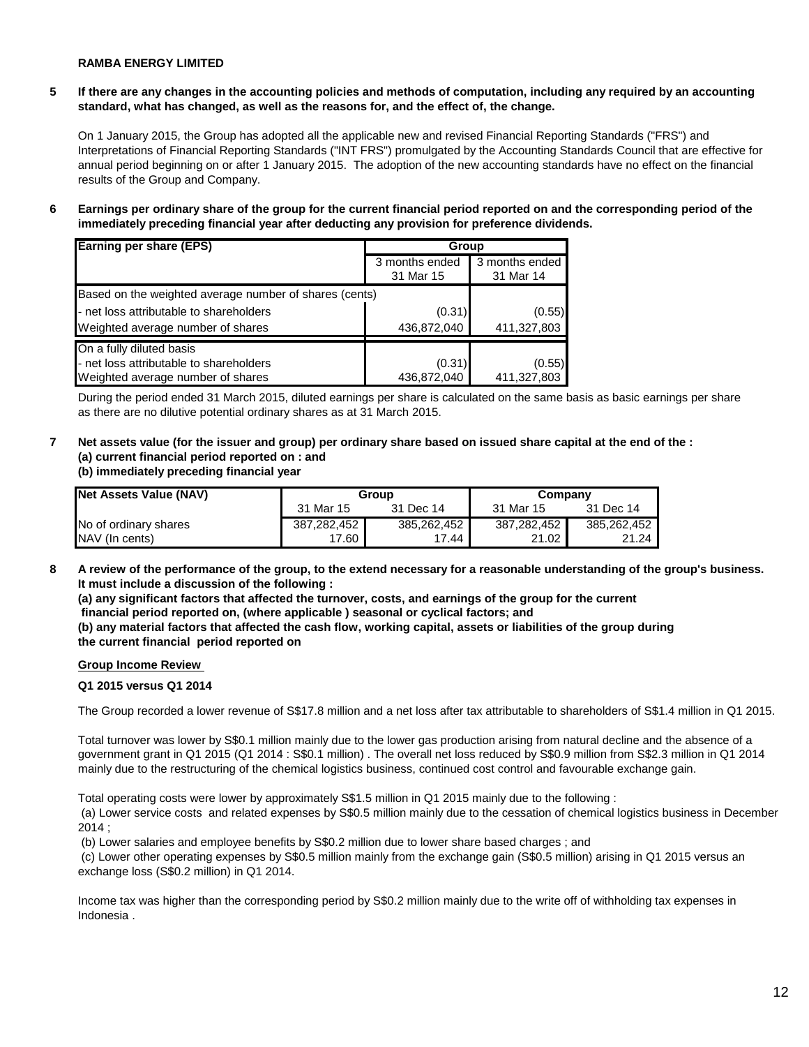**RAMBA ENERGY LIMITED**

**5 If there are any changes in the accounting policies and methods of computation, including any required by an accounting standard, what has changed, as well as the reasons for, and the effect of, the change.**

On 1 January 2015, the Group has adopted all the applicable new and revised Financial Reporting Standards ("FRS") and Interpretations of Financial Reporting Standards ("INT FRS") promulgated by the Accounting Standards Council that are effective for annual period beginning on or after 1 January 2015. The adoption of the new accounting standards have no effect on the financial results of the Group and Company.

**6 Earnings per ordinary share of the group for the current financial period reported on and the corresponding period of the immediately preceding financial year after deducting any provision for preference dividends.**

| **Earning per share (EPS)** | **Group** | |
|---|---|---|
| | 3 months ended 31 Mar 15 | 3 months ended 31 Mar 14 |
| Based on the weighted average number of shares (cents) | | |
| - net loss attributable to shareholders | (0.31) | (0.55) |
| Weighted average number of shares | 436,872,040 | 411,327,803 |
| On a fully diluted basis | | |
| - net loss attributable to shareholders | (0.31) | (0.55) |
| Weighted average number of shares | 436,872,040 | 411,327,803 |

During the period ended 31 March 2015, diluted earnings per share is calculated on the same basis as basic earnings per share as there are no dilutive potential ordinary shares as at 31 March 2015.

**7 Net assets value (for the issuer and group) per ordinary share based on issued share capital at the end of the :**
**(a) current financial period reported on : and**
**(b) immediately preceding financial year**

| **Net Assets Value (NAV)** | **Group** | | **Company** | |
|---|---|---|---|---|
| | 31 Mar 15 | 31 Dec 14 | 31 Mar 15 | 31 Dec 14 |
| No of ordinary shares | 387,282,452 | 385,262,452 | 387,282,452 | 385,262,452 |
| NAV (In cents) | 17.60 | 17.44 | 21.02 | 21.24 |

**8 A review of the performance of the group, to the extend necessary for a reasonable understanding of the group's business. It must include a discussion of the following :**
**(a) any significant factors that affected the turnover, costs, and earnings of the group for the current financial period reported on, (where applicable ) seasonal or cyclical factors; and**
**(b) any material factors that affected the cash flow, working capital, assets or liabilities of the group during the current financial period reported on**

**Group Income Review**

**Q1 2015 versus Q1 2014**

The Group recorded a lower revenue of S$17.8 million and a net loss after tax attributable to shareholders of S$1.4 million in Q1 2015.

Total turnover was lower by S$0.1 million mainly due to the lower gas production arising from natural decline and the absence of a government grant in Q1 2015 (Q1 2014 : S$0.1 million) . The overall net loss reduced by S$0.9 million from S$2.3 million in Q1 2014 mainly due to the restructuring of the chemical logistics business, continued cost control and favourable exchange gain.

Total operating costs were lower by approximately S$1.5 million in Q1 2015 mainly due to the following :
(a) Lower service costs and related expenses by S$0.5 million mainly due to the cessation of chemical logistics business in December 2014 ;
(b) Lower salaries and employee benefits by S$0.2 million due to lower share based charges ; and
(c) Lower other operating expenses by S$0.5 million mainly from the exchange gain (S$0.5 million) arising in Q1 2015 versus an exchange loss (S$0.2 million) in Q1 2014.

Income tax was higher than the corresponding period by S$0.2 million mainly due to the write off of withholding tax expenses in Indonesia .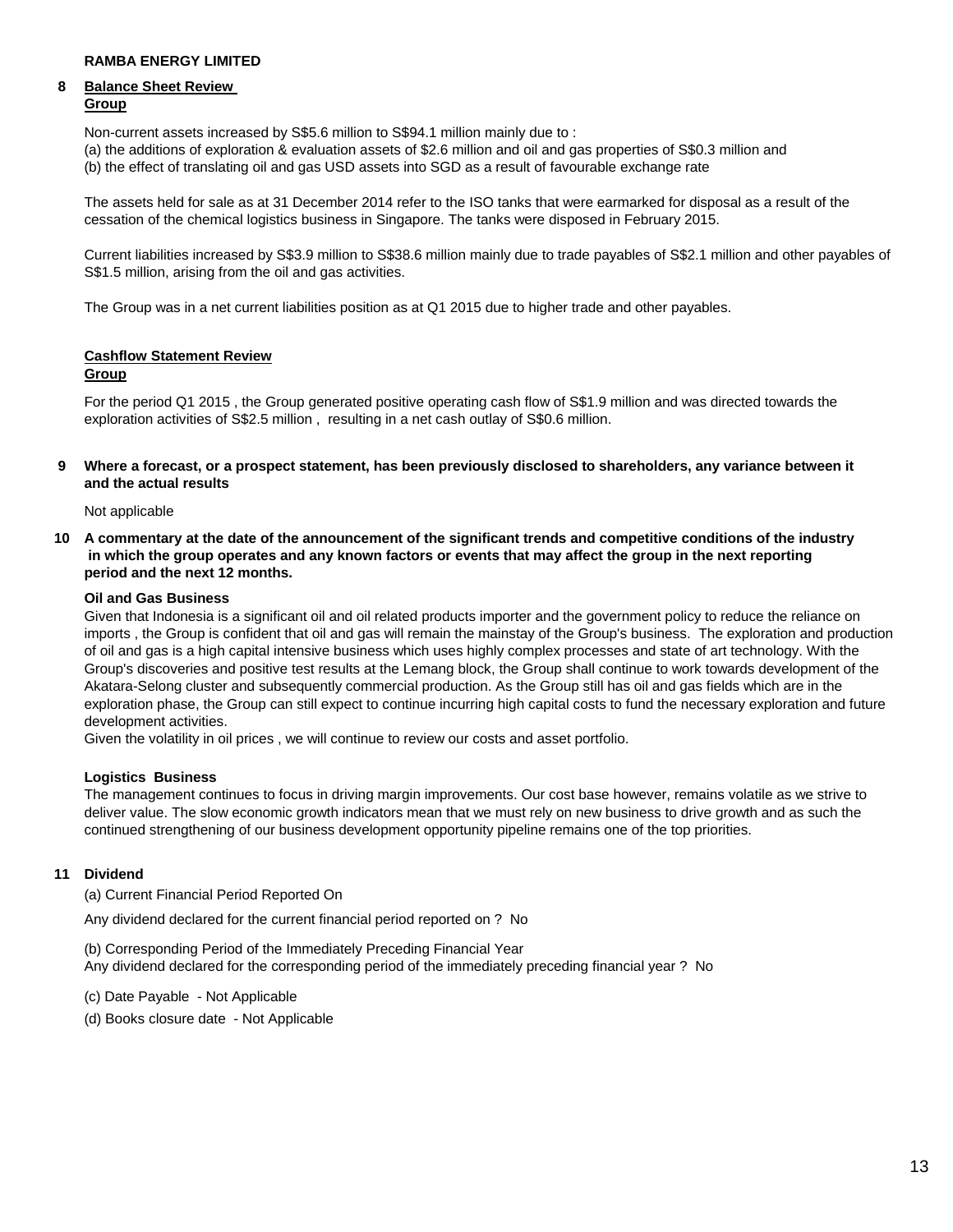**RAMBA ENERGY LIMITED**

## 8 Balance Sheet Review

**Group**

Non-current assets increased by S$5.6 million to S$94.1 million mainly due to :
(a) the additions of exploration & evaluation assets of $2.6 million and oil and gas properties of S$0.3 million and
(b) the effect of translating oil and gas USD assets into SGD as a result of favourable exchange rate

The assets held for sale as at 31 December 2014 refer to the ISO tanks that were earmarked for disposal as a result of the cessation of the chemical logistics business in Singapore. The tanks were disposed in February 2015.

Current liabilities increased by S$3.9 million to S$38.6 million mainly due to trade payables of S$2.1 million and other payables of S$1.5 million, arising from the oil and gas activities.

The Group was in a net current liabilities position as at Q1 2015 due to higher trade and other payables.

**Cashflow Statement Review**

**Group**

For the period Q1 2015 , the Group generated positive operating cash flow of S$1.9 million and was directed towards the exploration activities of S$2.5 million , resulting in a net cash outlay of S$0.6 million.

## 9 Where a forecast, or a prospect statement, has been previously disclosed to shareholders, any variance between it and the actual results

Not applicable

## 10 A commentary at the date of the announcement of the significant trends and competitive conditions of the industry in which the group operates and any known factors or events that may affect the group in the next reporting period and the next 12 months.

**Oil and Gas Business**

Given that Indonesia is a significant oil and oil related products importer and the government policy to reduce the reliance on imports , the Group is confident that oil and gas will remain the mainstay of the Group's business. The exploration and production of oil and gas is a high capital intensive business which uses highly complex processes and state of art technology. With the Group's discoveries and positive test results at the Lemang block, the Group shall continue to work towards development of the Akatara-Selong cluster and subsequently commercial production. As the Group still has oil and gas fields which are in the exploration phase, the Group can still expect to continue incurring high capital costs to fund the necessary exploration and future development activities.
Given the volatility in oil prices , we will continue to review our costs and asset portfolio.

**Logistics Business**

The management continues to focus in driving margin improvements. Our cost base however, remains volatile as we strive to deliver value. The slow economic growth indicators mean that we must rely on new business to drive growth and as such the continued strengthening of our business development opportunity pipeline remains one of the top priorities.

## 11 Dividend

(a) Current Financial Period Reported On

Any dividend declared for the current financial period reported on ? No

(b) Corresponding Period of the Immediately Preceding Financial Year
Any dividend declared for the corresponding period of the immediately preceding financial year ? No

(c) Date Payable - Not Applicable

(d) Books closure date - Not Applicable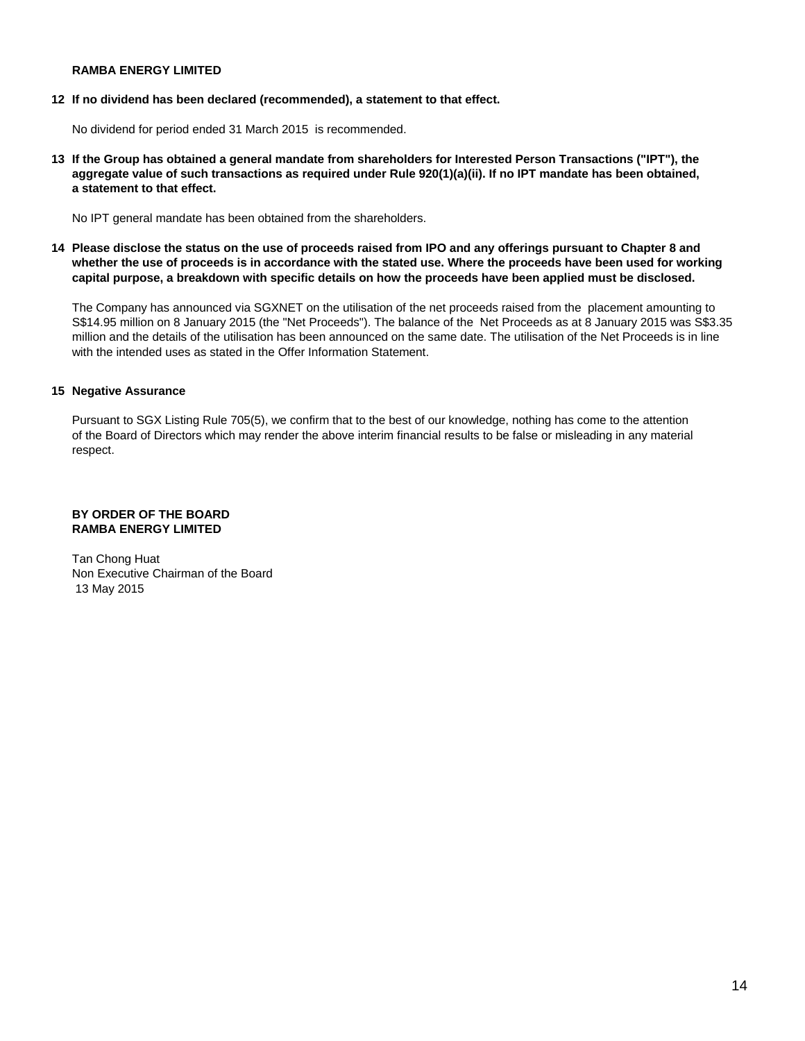**RAMBA ENERGY LIMITED**

**12 If no dividend has been declared (recommended), a statement to that effect.**

No dividend for period ended 31 March 2015 is recommended.

**13 If the Group has obtained a general mandate from shareholders for Interested Person Transactions ("IPT"), the aggregate value of such transactions as required under Rule 920(1)(a)(ii). If no IPT mandate has been obtained, a statement to that effect.**

No IPT general mandate has been obtained from the shareholders.

**14 Please disclose the status on the use of proceeds raised from IPO and any offerings pursuant to Chapter 8 and whether the use of proceeds is in accordance with the stated use. Where the proceeds have been used for working capital purpose, a breakdown with specific details on how the proceeds have been applied must be disclosed.**

The Company has announced via SGXNET on the utilisation of the net proceeds raised from the placement amounting to S$14.95 million on 8 January 2015 (the "Net Proceeds"). The balance of the Net Proceeds as at 8 January 2015 was S$3.35 million and the details of the utilisation has been announced on the same date. The utilisation of the Net Proceeds is in line with the intended uses as stated in the Offer Information Statement.

**15 Negative Assurance**

Pursuant to SGX Listing Rule 705(5), we confirm that to the best of our knowledge, nothing has come to the attention of the Board of Directors which may render the above interim financial results to be false or misleading in any material respect.

**BY ORDER OF THE BOARD**
**RAMBA ENERGY LIMITED**

Tan Chong Huat
Non Executive Chairman of the Board
13 May 2015